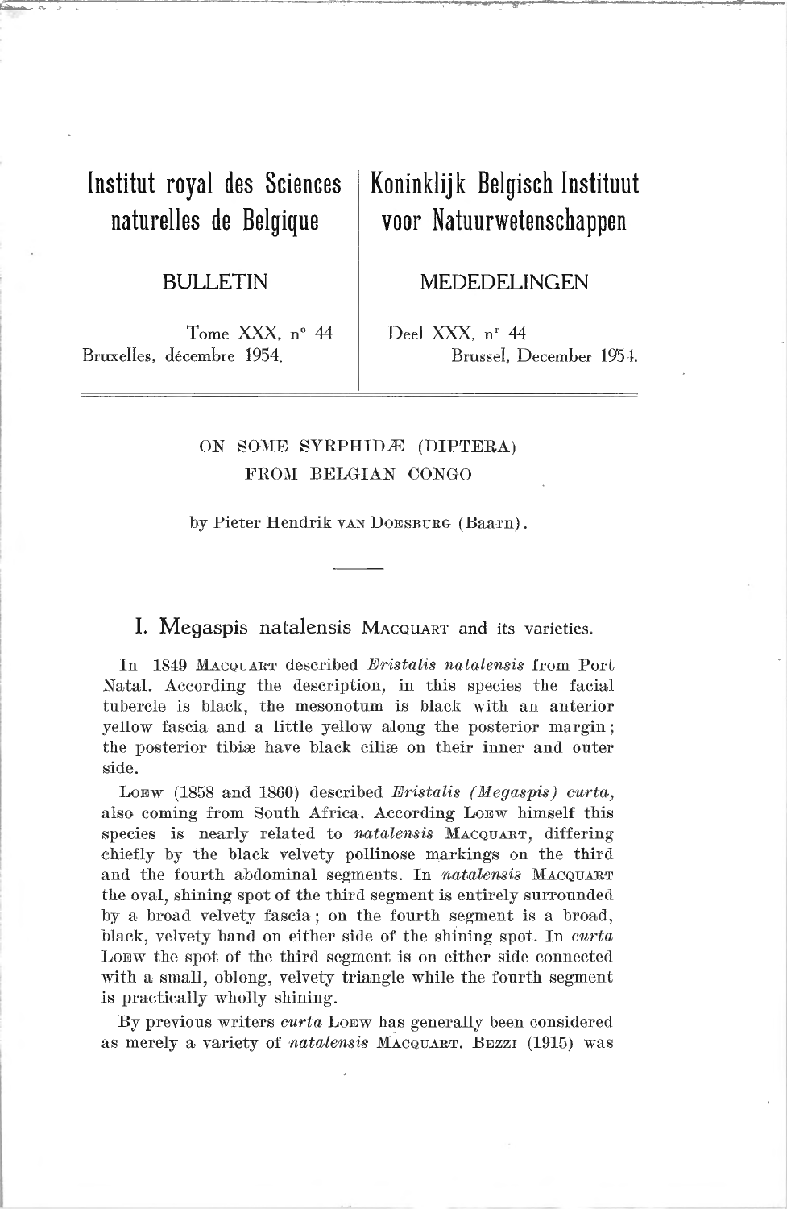| Institut royal des Sciences naturelles de Belgique | Koninklijk Belgisch Instituut voor Natuurwetenschappen |
| --- | --- |
| BULLETIN | MEDEDELINGEN |
| Tome XXX, n° 44<br>Bruxelles, décembre 1954. | Deel XXX, nr 44<br>Brussel, December 1954. |

# ON SOME SYRPHIDÆ (DIPTERA) FROM BELGIAN CONGO

by Pieter Hendrik VAN DOESBURG (Baarn).

## I. Megaspis natalensis MACQUART and its varieties.

In 1849 MACQUART described *Eristalis natalensis* from Port Natal. According the description, in this species the facial tubercle is black, the mesonotum is black with an anterior yellow fascia and a little yellow along the posterior margin; the posterior tibiæ have black ciliæ on their inner and outer side.

LOEW (1858 and 1860) described *Eristalis (Megaspis) curta*, also coming from South Africa. According LOEW himself this species is nearly related to *natalensis* MACQUART, differing chiefly by the black velvety pollinose markings on the third and the fourth abdominal segments. In *natalensis* MACQUART the oval, shining spot of the third segment is entirely surrounded by a broad velvety fascia; on the fourth segment is a broad, black, velvety band on either side of the shining spot. In *curta* LOEW the spot of the third segment is on either side connected with a small, oblong, velvety triangle while the fourth segment is practically wholly shining.

By previous writers *curta* LOEW has generally been considered as merely a variety of *natalensis* MACQUART. BEZZI (1915) was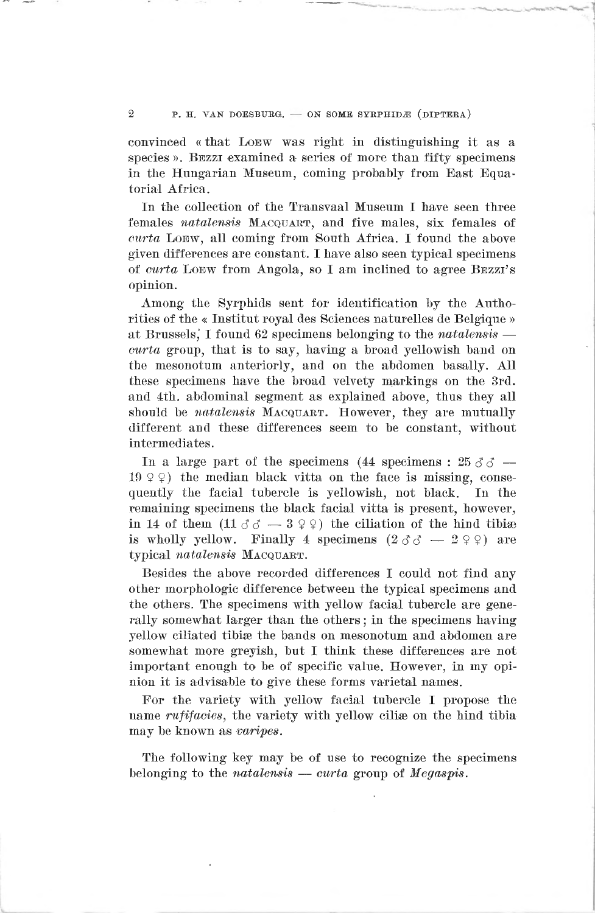convinced « that LOEW was right in distinguishing it as a species ». BEZZI examined a series of more than fifty specimens in the Hungarian Museum, coming probably from East Equatorial Africa.

In the collection of the Transvaal Museum I have seen three females *natalensis* MACQUART, and five males, six females of *curta* LOEW, all coming from South Africa. I found the above given differences are constant. I have also seen typical specimens of *curta* LOEW from Angola, so I am inclined to agree BEZZI's opinion.

Among the Syrphids sent for identification by the Authorities of the « Institut royal des Sciences naturelles de Belgique » at Brussels, I found 62 specimens belonging to the *natalensis* — *curta* group, that is to say, having a broad yellowish band on the mesonotum anteriorly, and on the abdomen basally. All these specimens have the broad velvety markings on the 3rd. and 4th. abdominal segment as explained above, thus they all should be *natalensis* MACQUART. However, they are mutually different and these differences seem to be constant, without intermediates.

In a large part of the specimens (44 specimens : 25 ♂♂ — 19 ♀♀) the median black vitta on the face is missing, consequently the facial tubercle is yellowish, not black. In the remaining specimens the black facial vitta is present, however, in 14 of them (11 ♂♂ — 3 ♀♀) the ciliation of the hind tibiæ is wholly yellow. Finally 4 specimens (2 ♂♂ — 2 ♀♀) are typical *natalensis* MACQUART.

Besides the above recorded differences I could not find any other morphologic difference between the typical specimens and the others. The specimens with yellow facial tubercle are generally somewhat larger than the others; in the specimens having yellow ciliated tibiæ the bands on mesonotum and abdomen are somewhat more greyish, but I think these differences are not important enough to be of specific value. However, in my opinion it is advisable to give these forms varietal names.

For the variety with yellow facial tubercle I propose the name *rufifacies*, the variety with yellow ciliæ on the hind tibia may be known as *varipes*.

The following key may be of use to recognize the specimens belonging to the *natalensis* — *curta* group of *Megaspis*.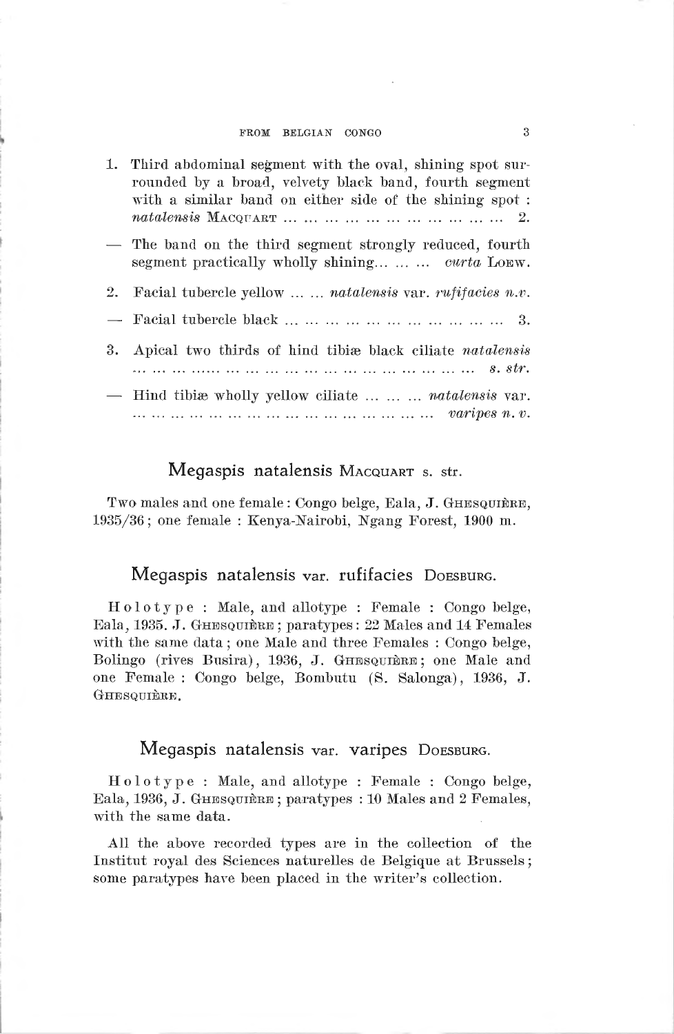1. Third abdominal segment with the oval, shining spot surrounded by a broad, velvety black band, fourth segment with a similar band on either side of the shining spot : *natalensis* MACQUART ... ... ... ... ... ... ... ... ... ... ... 2.

— The band on the third segment strongly reduced, fourth segment practically wholly shining... ... ... *curta* LOEW.

2. Facial tubercle yellow ... ... *natalensis* var. *rufifacies n.v.*

— Facial tubercle black ... ... ... ... ... ... ... ... ... ... ... 3.

3. Apical two thirds of hind tibiæ black ciliate *natalensis* ... ... ... ...... ... ... ... ... ... ... ... ... ... ... ... ... ... *s. str.*

— Hind tibiæ wholly yellow ciliate ... ... ... *natalensis* var. ... ... ... ... ... ... ... ... ... ... ... ... ... ... ... ... *varipes n. v.*

## Megaspis natalensis MACQUART s. str.

Two males and one female : Congo belge, Eala, J. GHESQUIÈRE, 1935/36 ; one female : Kenya-Nairobi, Ngang Forest, 1900 m.

## Megaspis natalensis var. rufifacies DOESBURG.

Holotype : Male, and allotype : Female : Congo belge, Eala, 1935. J. GHESQUIÈRE ; paratypes : 22 Males and 14 Females with the same data ; one Male and three Females : Congo belge, Bolingo (rives Busira), 1936, J. GHESQUIÈRE ; one Male and one Female : Congo belge, Bombutu (S. Salonga), 1936, J. GHESQUIÈRE.

## Megaspis natalensis var. varipes DOESBURG.

Holotype : Male, and allotype : Female : Congo belge, Eala, 1936, J. GHESQUIÈRE ; paratypes : 10 Males and 2 Females, with the same data.

All the above recorded types are in the collection of the Institut royal des Sciences naturelles de Belgique at Brussels ; some paratypes have been placed in the writer's collection.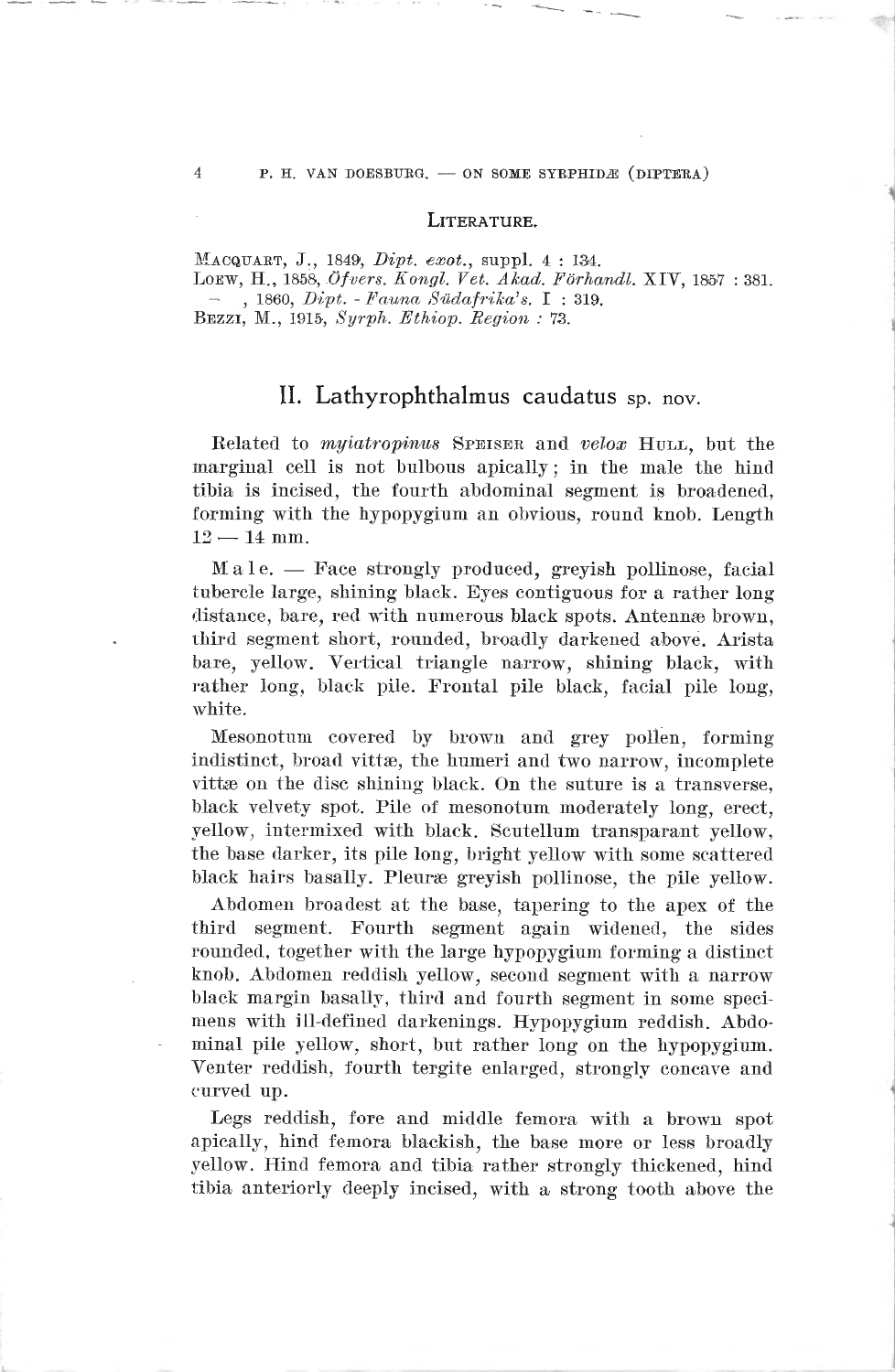## Literature.

Macquart, J., 1849, *Dipt. exot.*, suppl. 4 : 134.
Loew, H., 1858, *Öfvers. Kongl. Vet. Akad. Förhandl.* XIV, 1857 : 381.
— , 1860, *Dipt. - Fauna Südafrika's.* I : 319.
Bezzi, M., 1915, *Syrph. Ethiop. Region* : 73.

## II. Lathyrophthalmus caudatus sp. nov.

Related to *myiatropinus* Speiser and *velox* Hull, but the marginal cell is not bulbous apically; in the male the hind tibia is incised, the fourth abdominal segment is broadened, forming with the hypopygium an obvious, round knob. Length 12 — 14 mm.

Male. — Face strongly produced, greyish pollinose, facial tubercle large, shining black. Eyes contiguous for a rather long distance, bare, red with numerous black spots. Antennæ brown, third segment short, rounded, broadly darkened above. Arista bare, yellow. Vertical triangle narrow, shining black, with rather long, black pile. Frontal pile black, facial pile long, white.

Mesonotum covered by brown and grey pollen, forming indistinct, broad vittæ, the humeri and two narrow, incomplete vittæ on the disc shining black. On the suture is a transverse, black velvety spot. Pile of mesonotum moderately long, erect, yellow, intermixed with black. Scutellum transparant yellow, the base darker, its pile long, bright yellow with some scattered black hairs basally. Pleuræ greyish pollinose, the pile yellow.

Abdomen broadest at the base, tapering to the apex of the third segment. Fourth segment again widened, the sides rounded, together with the large hypopygium forming a distinct knob. Abdomen reddish yellow, second segment with a narrow black margin basally, third and fourth segment in some specimens with ill-defined darkenings. Hypopygium reddish. Abdominal pile yellow, short, but rather long on the hypopygium. Venter reddish, fourth tergite enlarged, strongly concave and curved up.

Legs reddish, fore and middle femora with a brown spot apically, hind femora blackish, the base more or less broadly yellow. Hind femora and tibia rather strongly thickened, hind tibia anteriorly deeply incised, with a strong tooth above the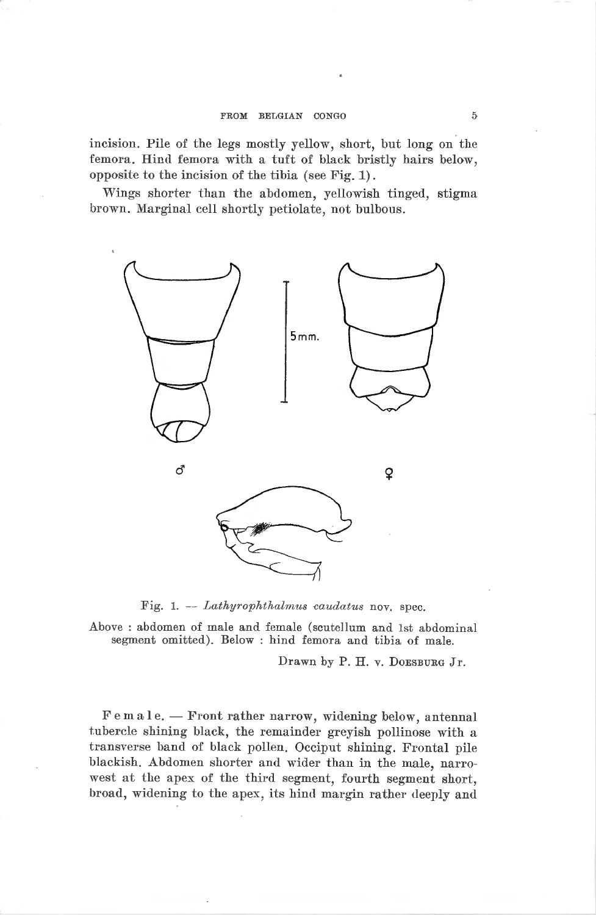incision. Pile of the legs mostly yellow, short, but long on the femora. Hind femora with a tuft of black bristly hairs below, opposite to the incision of the tibia (see Fig. 1).

Wings shorter than the abdomen, yellowish tinged, stigma brown. Marginal cell shortly petiolate, not bulbous.

Fig. 1. — *Lathyrophthalmus caudatus* nov. spec.

Above : abdomen of male and female (scutellum and 1st abdominal segment omitted). Below : hind femora and tibia of male.

Drawn by P. H. v. DOESBURG Jr.

F e m a l e. — Front rather narrow, widening below, antennal tubercle shining black, the remainder greyish pollinose with a transverse band of black pollen. Occiput shining. Frontal pile blackish. Abdomen shorter and wider than in the male, narrowest at the apex of the third segment, fourth segment short, broad, widening to the apex, its hind margin rather deeply and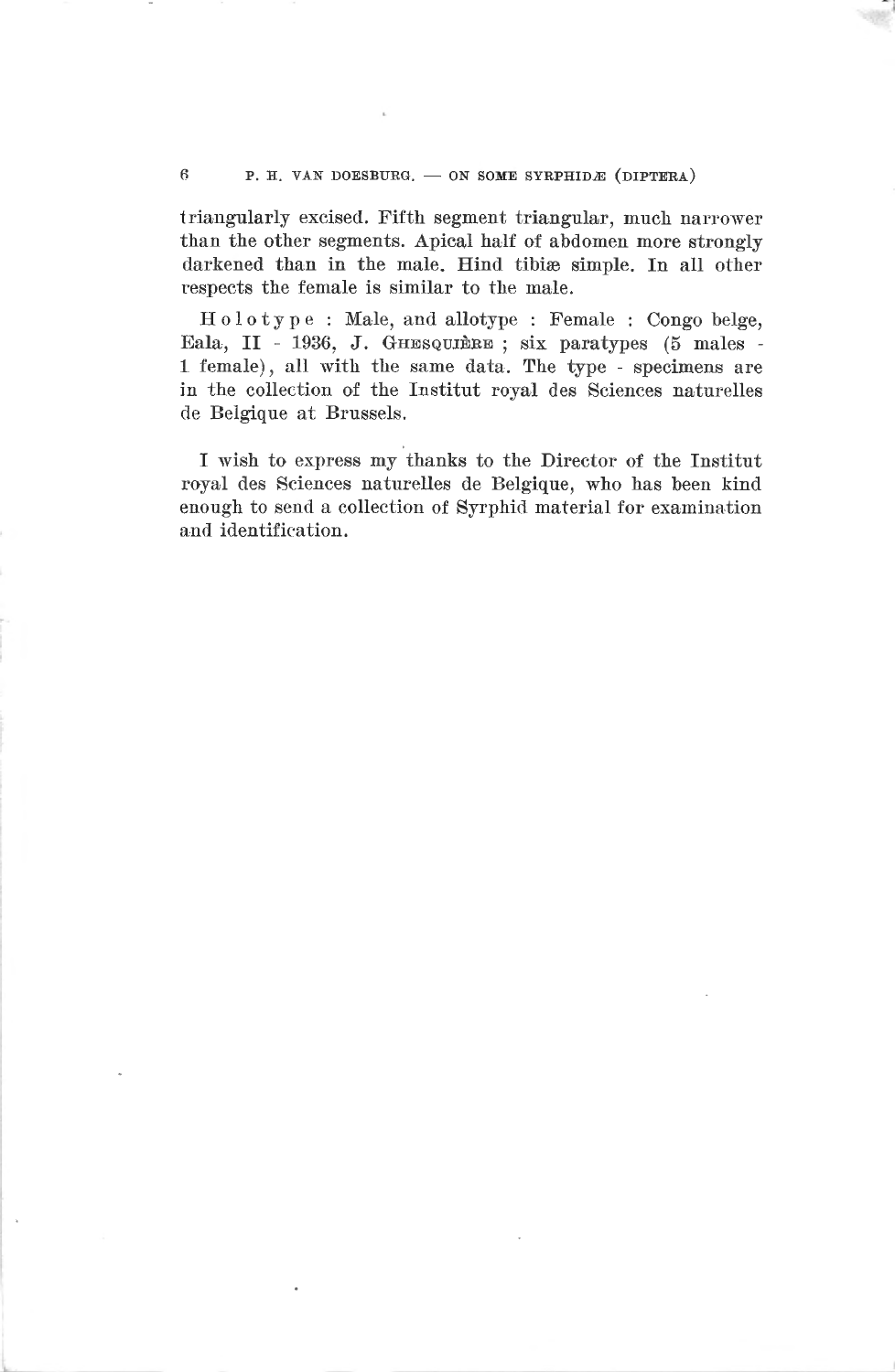triangularly excised. Fifth segment triangular, much narrower than the other segments. Apical half of abdomen more strongly darkened than in the male. Hind tibiæ simple. In all other respects the female is similar to the male.

Holotype : Male, and allotype : Female : Congo belge, Eala, II - 1936, J. GHESQUIÈRE ; six paratypes (5 males - 1 female), all with the same data. The type - specimens are in the collection of the Institut royal des Sciences naturelles de Belgique at Brussels.

I wish to express my thanks to the Director of the Institut royal des Sciences naturelles de Belgique, who has been kind enough to send a collection of Syrphid material for examination and identification.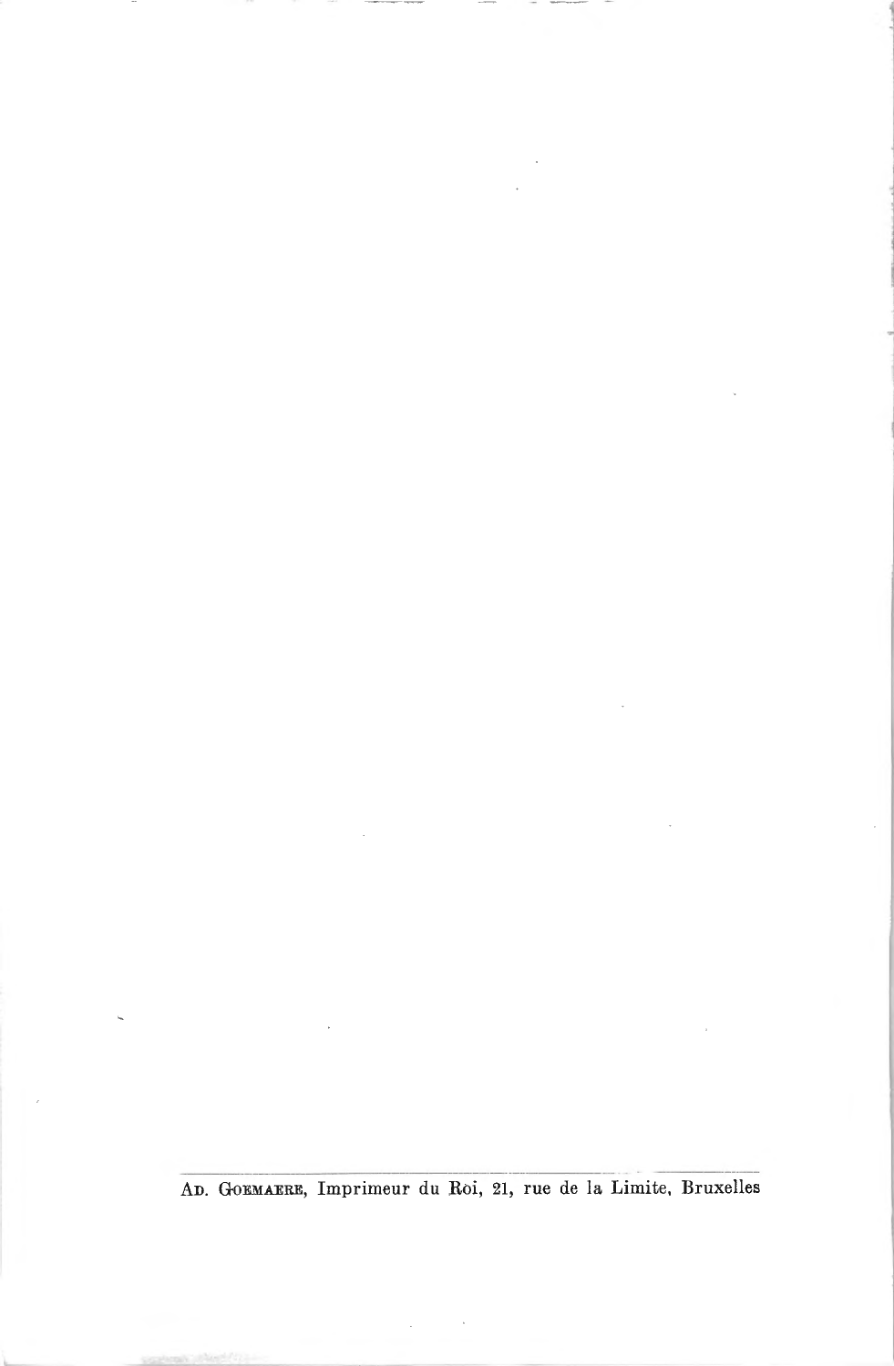Ad. Goemaere, Imprimeur du Roi, 21, rue de la Limite, Bruxelles